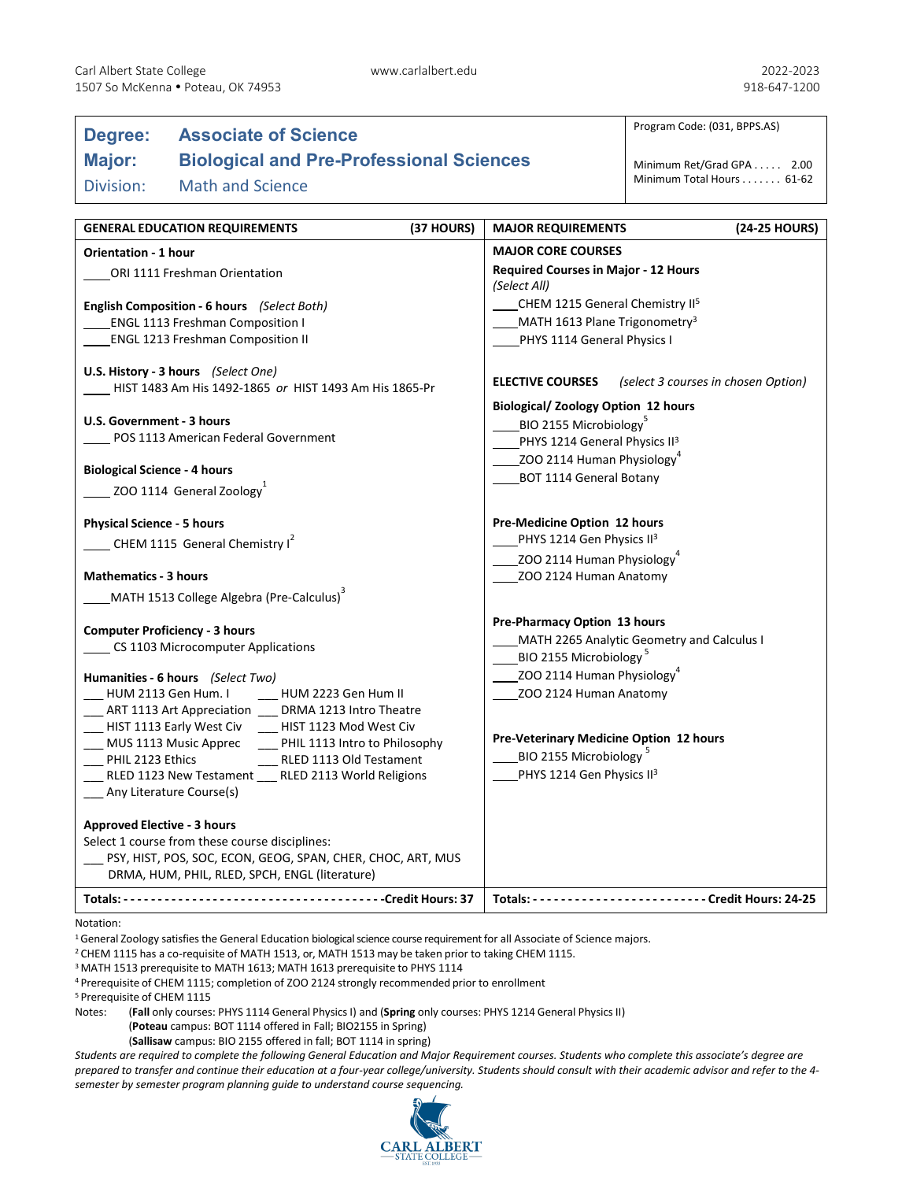Carl Albert State College
1507 So McKenna • Poteau, OK 74953

www.carlalbert.edu

2022-2023
918-647-1200

# Degree: Associate of Science
## Major: Biological and Pre-Professional Sciences
### Division: Math and Science

Program Code: (031, BPPS.AS)

Minimum Ret/Grad GPA . . . . . 2.00
Minimum Total Hours . . . . . . . 61-62

## GENERAL EDUCATION REQUIREMENTS (37 HOURS)

**Orientation - 1 hour**

____ORI 1111 Freshman Orientation

**English Composition - 6 hours** *(Select Both)*

____ENGL 1113 Freshman Composition I
____ENGL 1213 Freshman Composition II

**U.S. History - 3 hours** *(Select One)*

____ HIST 1483 Am His 1492-1865 *or* HIST 1493 Am His 1865-Pr

**U.S. Government - 3 hours**

____ POS 1113 American Federal Government

**Biological Science - 4 hours**

____ ZOO 1114 General Zoology[1]

**Physical Science - 5 hours**

____ CHEM 1115 General Chemistry I[2]

**Mathematics - 3 hours**

____MATH 1513 College Algebra (Pre-Calculus)[3]

**Computer Proficiency - 3 hours**

____ CS 1103 Microcomputer Applications

**Humanities - 6 hours** *(Select Two)*

___ HUM 2113 Gen Hum. I ___ HUM 2223 Gen Hum II
___ ART 1113 Art Appreciation ___ DRMA 1213 Intro Theatre
___ HIST 1113 Early West Civ ___ HIST 1123 Mod West Civ
___ MUS 1113 Music Apprec ___ PHIL 1113 Intro to Philosophy
___ PHIL 2123 Ethics ___ RLED 1113 Old Testament
___ RLED 1123 New Testament ___ RLED 2113 World Religions
___ Any Literature Course(s)

**Approved Elective - 3 hours**

Select 1 course from these course disciplines:
___ PSY, HIST, POS, SOC, ECON, GEOG, SPAN, CHER, CHOC, ART, MUS DRMA, HUM, PHIL, RLED, SPCH, ENGL (literature)

**Totals: ------------------------------------- Credit Hours: 37**

## MAJOR REQUIREMENTS (24-25 HOURS)

**MAJOR CORE COURSES**

**Required Courses in Major - 12 Hours**
*(Select All)*

____CHEM 1215 General Chemistry II[5]
____MATH 1613 Plane Trigonometry[3]
____PHYS 1114 General Physics I

**ELECTIVE COURSES** *(select 3 courses in chosen Option)*

**Biological/ Zoology Option 12 hours**

____BIO 2155 Microbiology[5]
____PHYS 1214 General Physics II[3]
____ZOO 2114 Human Physiology[4]
____BOT 1114 General Botany

**Pre-Medicine Option 12 hours**

____PHYS 1214 Gen Physics II[3]
____ZOO 2114 Human Physiology[4]
____ZOO 2124 Human Anatomy

**Pre-Pharmacy Option 13 hours**

____MATH 2265 Analytic Geometry and Calculus I
____BIO 2155 Microbiology[5]
____ZOO 2114 Human Physiology[4]
____ZOO 2124 Human Anatomy

**Pre-Veterinary Medicine Option 12 hours**

____BIO 2155 Microbiology[5]
____PHYS 1214 Gen Physics II[3]

**Totals: ------------------------ Credit Hours: 24-25**

Notation:

[1] General Zoology satisfies the General Education biological science course requirement for all Associate of Science majors.
[2] CHEM 1115 has a co-requisite of MATH 1513, or, MATH 1513 may be taken prior to taking CHEM 1115.
[3] MATH 1513 prerequisite to MATH 1613; MATH 1613 prerequisite to PHYS 1114
[4] Prerequisite of CHEM 1115; completion of ZOO 2124 strongly recommended prior to enrollment
[5] Prerequisite of CHEM 1115

Notes: (**Fall** only courses: PHYS 1114 General Physics I) and (**Spring** only courses: PHYS 1214 General Physics II)
(**Poteau** campus: BOT 1114 offered in Fall; BIO2155 in Spring)
(**Sallisaw** campus: BIO 2155 offered in fall; BOT 1114 in spring)

*Students are required to complete the following General Education and Major Requirement courses. Students who complete this associate's degree are prepared to transfer and continue their education at a four-year college/university. Students should consult with their academic advisor and refer to the 4-semester by semester program planning guide to understand course sequencing.*

CARL ALBERT STATE COLLEGE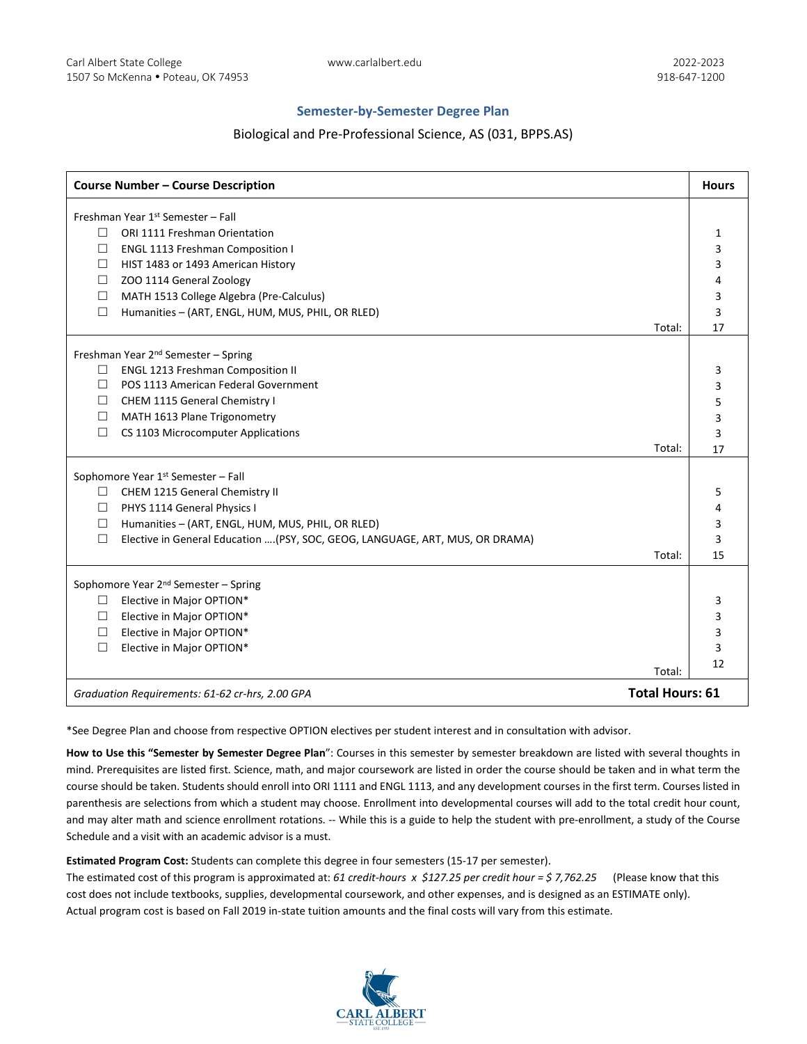Carl Albert State College
1507 So McKenna • Poteau, OK 74953

www.carlalbert.edu

2022-2023
918-647-1200

## Semester-by-Semester Degree Plan

Biological and Pre-Professional Science, AS (031, BPPS.AS)

| Course Number – Course Description | Hours |
|---|---|
| **Freshman Year 1st Semester – Fall** | |
| ☐ ORI 1111 Freshman Orientation | 1 |
| ☐ ENGL 1113 Freshman Composition I | 3 |
| ☐ HIST 1483 or 1493 American History | 3 |
| ☐ ZOO 1114 General Zoology | 4 |
| ☐ MATH 1513 College Algebra (Pre-Calculus) | 3 |
| ☐ Humanities – (ART, ENGL, HUM, MUS, PHIL, OR RLED) | 3 |
| Total: | 17 |
| **Freshman Year 2nd Semester – Spring** | |
| ☐ ENGL 1213 Freshman Composition II | 3 |
| ☐ POS 1113 American Federal Government | 3 |
| ☐ CHEM 1115 General Chemistry I | 5 |
| ☐ MATH 1613 Plane Trigonometry | 3 |
| ☐ CS 1103 Microcomputer Applications | 3 |
| Total: | 17 |
| **Sophomore Year 1st Semester – Fall** | |
| ☐ CHEM 1215 General Chemistry II | 5 |
| ☐ PHYS 1114 General Physics I | 4 |
| ☐ Humanities – (ART, ENGL, HUM, MUS, PHIL, OR RLED) | 3 |
| ☐ Elective in General Education ….(PSY, SOC, GEOG, LANGUAGE, ART, MUS, OR DRAMA) | 3 |
| Total: | 15 |
| **Sophomore Year 2nd Semester – Spring** | |
| ☐ Elective in Major OPTION* | 3 |
| ☐ Elective in Major OPTION* | 3 |
| ☐ Elective in Major OPTION* | 3 |
| ☐ Elective in Major OPTION* | 3 |
| Total: | 12 |
| *Graduation Requirements: 61-62 cr-hrs, 2.00 GPA* | **Total Hours: 61** |

*See Degree Plan and choose from respective OPTION electives per student interest and in consultation with advisor.

**How to Use this "Semester by Semester Degree Plan"**: Courses in this semester by semester breakdown are listed with several thoughts in mind. Prerequisites are listed first. Science, math, and major coursework are listed in order the course should be taken and in what term the course should be taken. Students should enroll into ORI 1111 and ENGL 1113, and any development courses in the first term. Courses listed in parenthesis are selections from which a student may choose. Enrollment into developmental courses will add to the total credit hour count, and may alter math and science enrollment rotations. -- While this is a guide to help the student with pre-enrollment, a study of the Course Schedule and a visit with an academic advisor is a must.

**Estimated Program Cost:** Students can complete this degree in four semesters (15-17 per semester).
The estimated cost of this program is approximated at: *61 credit-hours x $127.25 per credit hour = $ 7,762.25* (Please know that this cost does not include textbooks, supplies, developmental coursework, and other expenses, and is designed as an ESTIMATE only).
Actual program cost is based on Fall 2019 in-state tuition amounts and the final costs will vary from this estimate.

CARL ALBERT STATE COLLEGE
EST. 1933